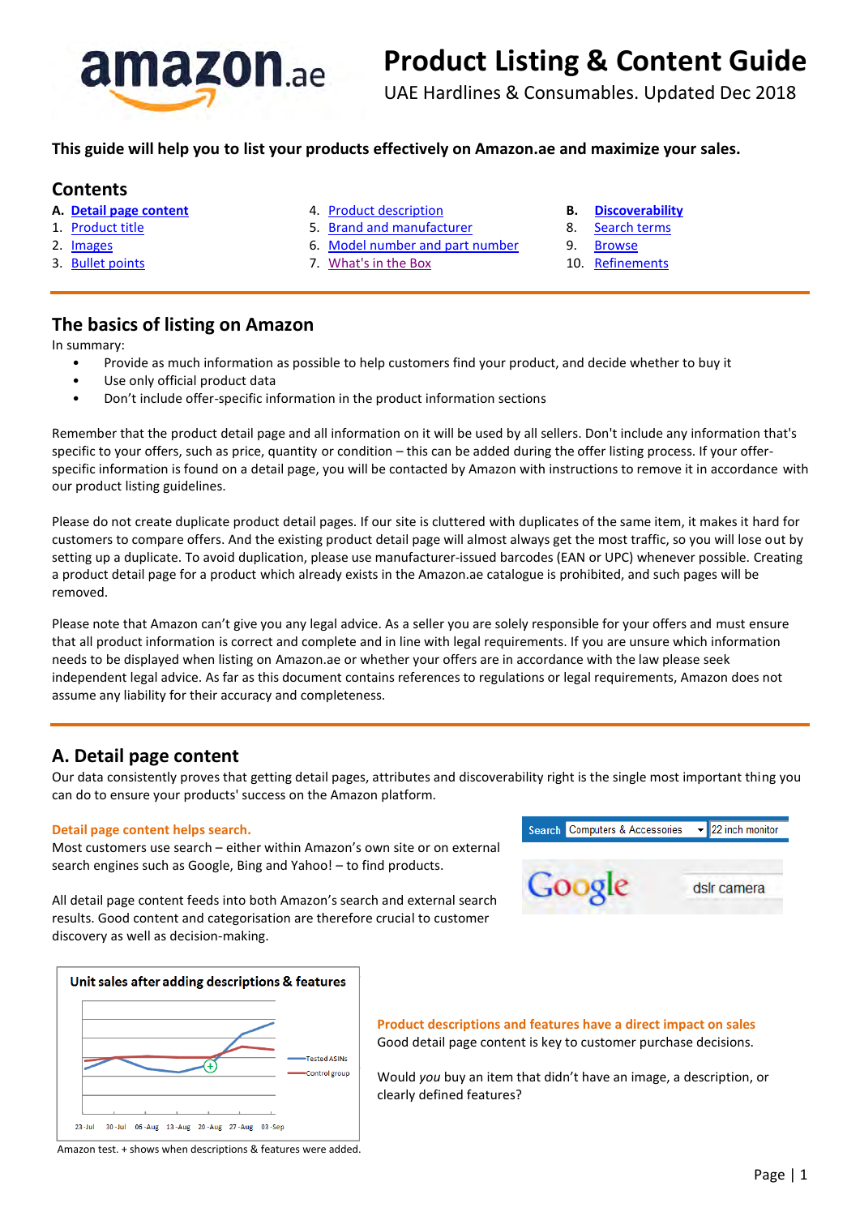amazon.ae

# Product Listing & Content Guide

UAE Hardlines & Consumables. Updated Dec 2018

**This guide will help you to list your products effectively on Amazon.ae and maximize your sales.**

## Contents

**A. Detail page content**
1. Product title
2. Images
3. Bullet points
4. Product description
5. Brand and manufacturer
6. Model number and part number
7. What's in the Box

**B. Discoverability**

8. Search terms
9. Browse
10. Refinements

## The basics of listing on Amazon

In summary:

- Provide as much information as possible to help customers find your product, and decide whether to buy it
- Use only official product data
- Don't include offer-specific information in the product information sections

Remember that the product detail page and all information on it will be used by all sellers. Don't include any information that's specific to your offers, such as price, quantity or condition – this can be added during the offer listing process. If your offer-specific information is found on a detail page, you will be contacted by Amazon with instructions to remove it in accordance with our product listing guidelines.

Please do not create duplicate product detail pages. If our site is cluttered with duplicates of the same item, it makes it hard for customers to compare offers. And the existing product detail page will almost always get the most traffic, so you will lose out by setting up a duplicate. To avoid duplication, please use manufacturer-issued barcodes (EAN or UPC) whenever possible. Creating a product detail page for a product which already exists in the Amazon.ae catalogue is prohibited, and such pages will be removed.

Please note that Amazon can't give you any legal advice. As a seller you are solely responsible for your offers and must ensure that all product information is correct and complete and in line with legal requirements. If you are unsure which information needs to be displayed when listing on Amazon.ae or whether your offers are in accordance with the law please seek independent legal advice. As far as this document contains references to regulations or legal requirements, Amazon does not assume any liability for their accuracy and completeness.

## A. Detail page content

Our data consistently proves that getting detail pages, attributes and discoverability right is the single most important thing you can do to ensure your products' success on the Amazon platform.

### Detail page content helps search.

Most customers use search – either within Amazon's own site or on external search engines such as Google, Bing and Yahoo! – to find products.

All detail page content feeds into both Amazon's search and external search results. Good content and categorisation are therefore crucial to customer discovery as well as decision-making.

Search Computers & Accessories 22 inch monitor

Google dslr camera

Unit sales after adding descriptions & features

Tested ASINs
Control group

23-Jul 30-Jul 06-Aug 13-Aug 20-Aug 27-Aug 03-Sep

Amazon test. + shows when descriptions & features were added.

### Product descriptions and features have a direct impact on sales

Good detail page content is key to customer purchase decisions.

Would *you* buy an item that didn't have an image, a description, or clearly defined features?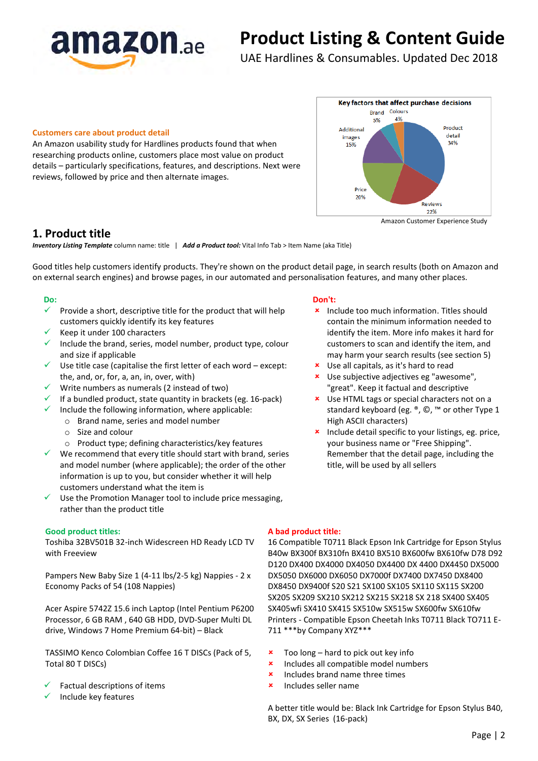# Product Listing & Content Guide

UAE Hardlines & Consumables. Updated Dec 2018

**Customers care about product detail**

An Amazon usability study for Hardlines products found that when researching products online, customers place most value on product details – particularly specifications, features, and descriptions. Next were reviews, followed by price and then alternate images.

Key factors that affect purchase decisions

Brand 5%
Colours 4%
Additional images 15%
Product detail 34%
Price 20%
Reviews 22%

Amazon Customer Experience Study

## 1. Product title

***Inventory Listing Template*** column name: title | ***Add a Product tool:*** Vital Info Tab > Item Name (aka Title)

Good titles help customers identify products. They're shown on the product detail page, in search results (both on Amazon and on external search engines) and browse pages, in our automated and personalisation features, and many other places.

**Do:**

- ✓ Provide a short, descriptive title for the product that will help customers quickly identify its key features
- ✓ Keep it under 100 characters
- ✓ Include the brand, series, model number, product type, colour and size if applicable
- ✓ Use title case (capitalise the first letter of each word – except: the, and, or, for, a, an, in, over, with)
- ✓ Write numbers as numerals (2 instead of two)
- ✓ If a bundled product, state quantity in brackets (eg. 16-pack)
- ✓ Include the following information, where applicable:
  - Brand name, series and model number
  - Size and colour
  - Product type; defining characteristics/key features
- ✓ We recommend that every title should start with brand, series and model number (where applicable); the order of the other information is up to you, but consider whether it will help customers understand what the item is
- ✓ Use the Promotion Manager tool to include price messaging, rather than the product title

**Don't:**

- × Include too much information. Titles should contain the minimum information needed to identify the item. More info makes it hard for customers to scan and identify the item, and may harm your search results (see section 5)
- × Use all capitals, as it's hard to read
- × Use subjective adjectives eg "awesome", "great". Keep it factual and descriptive
- × Use HTML tags or special characters not on a standard keyboard (eg. ®, ©, ™ or other Type 1 High ASCII characters)
- × Include detail specific to your listings, eg. price, your business name or "Free Shipping". Remember that the detail page, including the title, will be used by all sellers

**Good product titles:**

Toshiba 32BV501B 32-inch Widescreen HD Ready LCD TV with Freeview

Pampers New Baby Size 1 (4-11 lbs/2-5 kg) Nappies - 2 x Economy Packs of 54 (108 Nappies)

Acer Aspire 5742Z 15.6 inch Laptop (Intel Pentium P6200 Processor, 6 GB RAM , 640 GB HDD, DVD-Super Multi DL drive, Windows 7 Home Premium 64-bit) – Black

TASSIMO Kenco Colombian Coffee 16 T DISCs (Pack of 5, Total 80 T DISCs)

- ✓ Factual descriptions of items
- ✓ Include key features

**A bad product title:**

16 Compatible T0711 Black Epson Ink Cartridge for Epson Stylus B40w BX300f BX310fn BX410 BX510 BX600fw BX610fw D78 D92 D120 DX400 DX4000 DX4050 DX4400 DX 4400 DX4450 DX5000 DX5050 DX6000 DX6050 DX7000f DX7400 DX7450 DX8400 DX8450 DX9400f S20 S21 SX100 SX105 SX110 SX115 SX200 SX205 SX209 SX210 SX212 SX215 SX218 SX 218 SX400 SX405 SX405wfi SX410 SX415 SX510w SX515w SX600fw SX610fw Printers - Compatible Epson Cheetah Inks T0711 Black TO711 E-711 ***by Company XYZ***

- × Too long – hard to pick out key info
- × Includes all compatible model numbers
- × Includes brand name three times
- × Includes seller name

A better title would be: Black Ink Cartridge for Epson Stylus B40, BX, DX, SX Series (16-pack)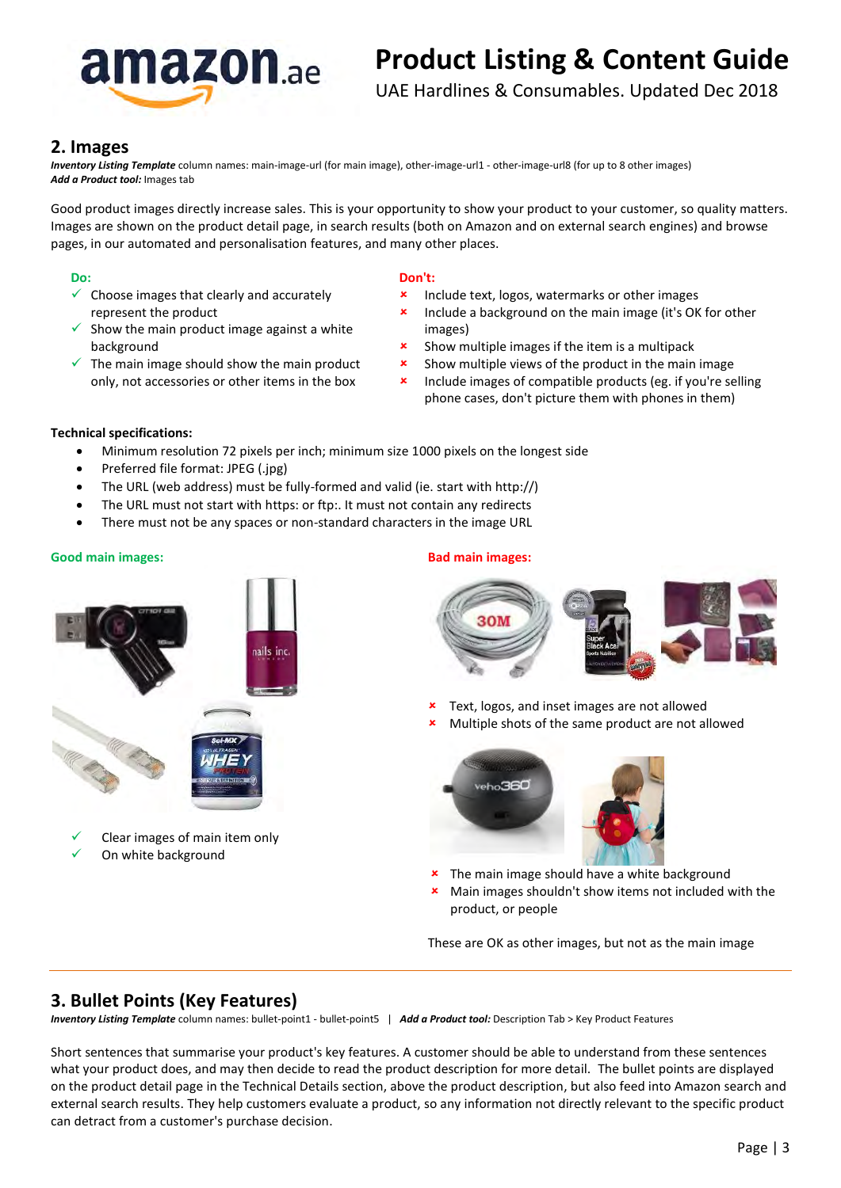## 2. Images

***Inventory Listing Template*** column names: main-image-url (for main image), other-image-url1 - other-image-url8 (for up to 8 other images)
***Add a Product tool:*** Images tab

Good product images directly increase sales. This is your opportunity to show your product to your customer, so quality matters. Images are shown on the product detail page, in search results (both on Amazon and on external search engines) and browse pages, in our automated and personalisation features, and many other places.

**Do:**

- ✓ Choose images that clearly and accurately represent the product
- ✓ Show the main product image against a white background
- ✓ The main image should show the main product only, not accessories or other items in the box

**Don't:**

- × Include text, logos, watermarks or other images
- × Include a background on the main image (it's OK for other images)
- × Show multiple images if the item is a multipack
- × Show multiple views of the product in the main image
- × Include images of compatible products (eg. if you're selling phone cases, don't picture them with phones in them)

**Technical specifications:**

- Minimum resolution 72 pixels per inch; minimum size 1000 pixels on the longest side
- Preferred file format: JPEG (.jpg)
- The URL (web address) must be fully-formed and valid (ie. start with http://)
- The URL must not start with https: or ftp:. It must not contain any redirects
- There must not be any spaces or non-standard characters in the image URL

**Good main images:**

- ✓ Clear images of main item only
- ✓ On white background

**Bad main images:**

- × Text, logos, and inset images are not allowed
- × Multiple shots of the same product are not allowed

- × The main image should have a white background
- × Main images shouldn't show items not included with the product, or people

These are OK as other images, but not as the main image

## 3. Bullet Points (Key Features)

***Inventory Listing Template*** column names: bullet-point1 - bullet-point5 | ***Add a Product tool:*** Description Tab > Key Product Features

Short sentences that summarise your product's key features. A customer should be able to understand from these sentences what your product does, and may then decide to read the product description for more detail. The bullet points are displayed on the product detail page in the Technical Details section, above the product description, but also feed into Amazon search and external search results. They help customers evaluate a product, so any information not directly relevant to the specific product can detract from a customer's purchase decision.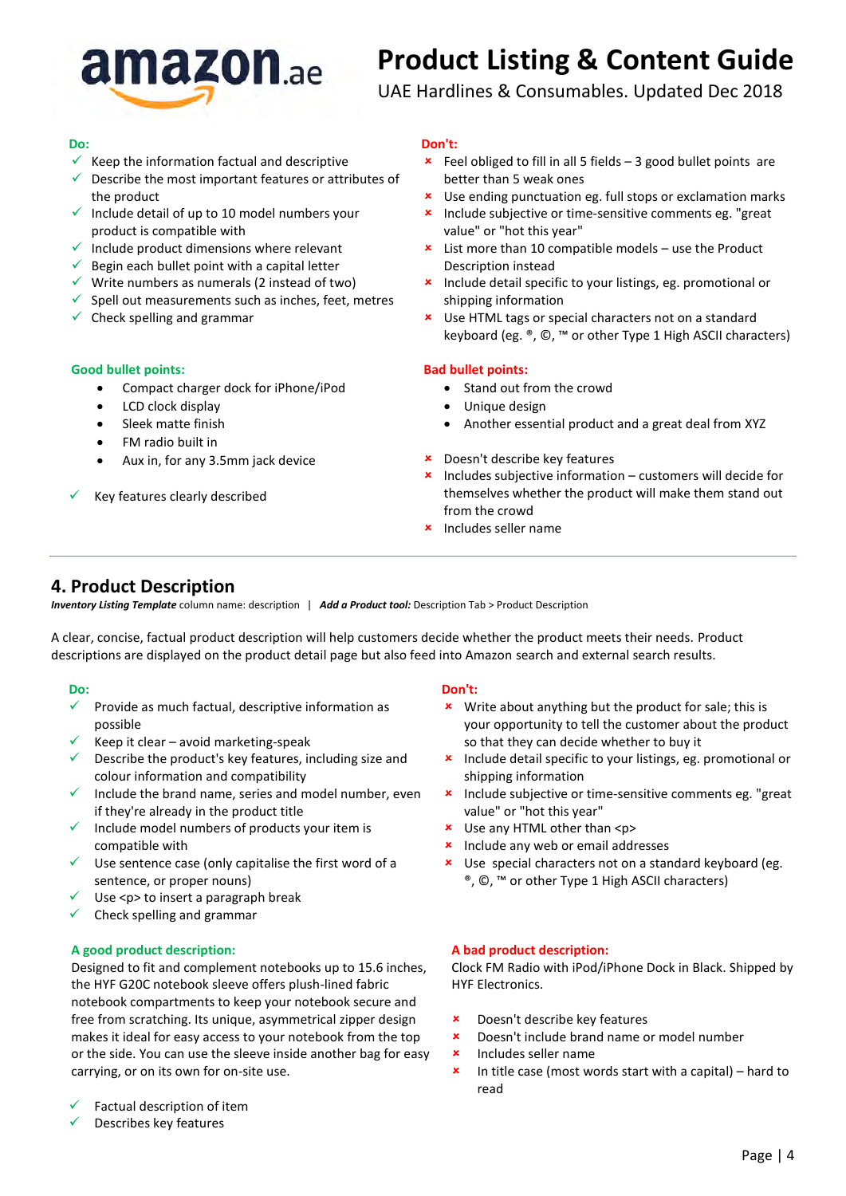# Product Listing & Content Guide

UAE Hardlines & Consumables. Updated Dec 2018

**Do:**

- ✓ Keep the information factual and descriptive
- ✓ Describe the most important features or attributes of the product
- ✓ Include detail of up to 10 model numbers your product is compatible with
- ✓ Include product dimensions where relevant
- ✓ Begin each bullet point with a capital letter
- ✓ Write numbers as numerals (2 instead of two)
- ✓ Spell out measurements such as inches, feet, metres
- ✓ Check spelling and grammar

**Don't:**

- × Feel obliged to fill in all 5 fields – 3 good bullet points are better than 5 weak ones
- × Use ending punctuation eg. full stops or exclamation marks
- × Include subjective or time-sensitive comments eg. "great value" or "hot this year"
- × List more than 10 compatible models – use the Product Description instead
- × Include detail specific to your listings, eg. promotional or shipping information
- × Use HTML tags or special characters not on a standard keyboard (eg. ®, ©, ™ or other Type 1 High ASCII characters)

**Good bullet points:**

- Compact charger dock for iPhone/iPod
- LCD clock display
- Sleek matte finish
- FM radio built in
- Aux in, for any 3.5mm jack device

✓ Key features clearly described

**Bad bullet points:**

- Stand out from the crowd
- Unique design
- Another essential product and a great deal from XYZ

- × Doesn't describe key features
- × Includes subjective information – customers will decide for themselves whether the product will make them stand out from the crowd
- × Includes seller name

---

## 4. Product Description

***Inventory Listing Template*** column name: description | ***Add a Product tool:*** Description Tab > Product Description

A clear, concise, factual product description will help customers decide whether the product meets their needs. Product descriptions are displayed on the product detail page but also feed into Amazon search and external search results.

**Do:**

- ✓ Provide as much factual, descriptive information as possible
- ✓ Keep it clear – avoid marketing-speak
- ✓ Describe the product's key features, including size and colour information and compatibility
- ✓ Include the brand name, series and model number, even if they're already in the product title
- ✓ Include model numbers of products your item is compatible with
- ✓ Use sentence case (only capitalise the first word of a sentence, or proper nouns)
- ✓ Use <p> to insert a paragraph break
- ✓ Check spelling and grammar

**Don't:**

- × Write about anything but the product for sale; this is your opportunity to tell the customer about the product so that they can decide whether to buy it
- × Include detail specific to your listings, eg. promotional or shipping information
- × Include subjective or time-sensitive comments eg. "great value" or "hot this year"
- × Use any HTML other than <p>
- × Include any web or email addresses
- × Use special characters not on a standard keyboard (eg. ®, ©, ™ or other Type 1 High ASCII characters)

**A good product description:**

Designed to fit and complement notebooks up to 15.6 inches, the HYF G20C notebook sleeve offers plush-lined fabric notebook compartments to keep your notebook secure and free from scratching. Its unique, asymmetrical zipper design makes it ideal for easy access to your notebook from the top or the side. You can use the sleeve inside another bag for easy carrying, or on its own for on-site use.

- ✓ Factual description of item
- ✓ Describes key features

**A bad product description:**

Clock FM Radio with iPod/iPhone Dock in Black. Shipped by HYF Electronics.

- × Doesn't describe key features
- × Doesn't include brand name or model number
- × Includes seller name
- × In title case (most words start with a capital) – hard to read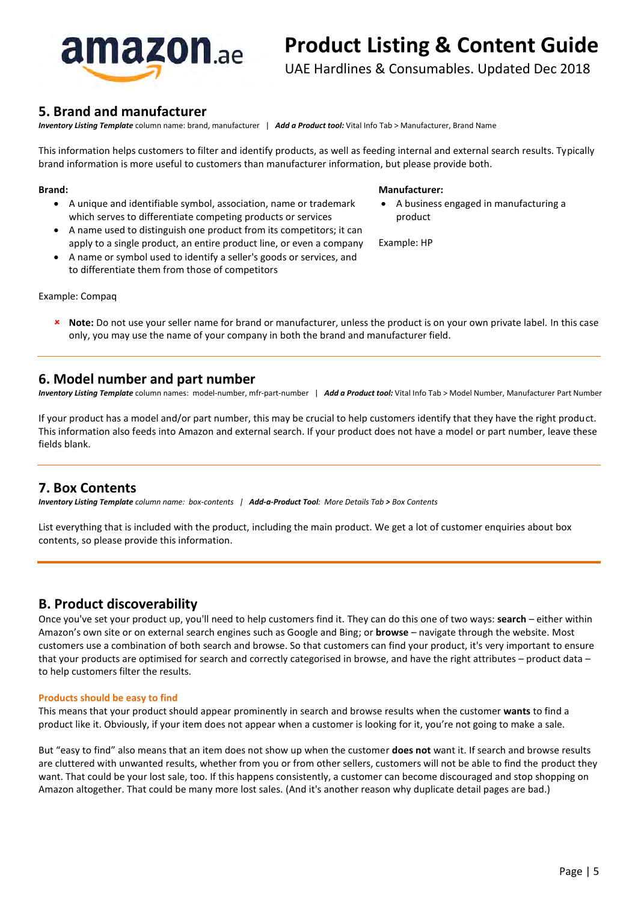## 5. Brand and manufacturer

***Inventory Listing Template*** column name: brand, manufacturer | ***Add a Product tool:*** Vital Info Tab > Manufacturer, Brand Name

This information helps customers to filter and identify products, as well as feeding internal and external search results. Typically brand information is more useful to customers than manufacturer information, but please provide both.

**Brand:**

- A unique and identifiable symbol, association, name or trademark which serves to differentiate competing products or services
- A name used to distinguish one product from its competitors; it can apply to a single product, an entire product line, or even a company
- A name or symbol used to identify a seller's goods or services, and to differentiate them from those of competitors

Example: Compaq

**Manufacturer:**

- A business engaged in manufacturing a product

Example: HP

- × **Note:** Do not use your seller name for brand or manufacturer, unless the product is on your own private label. In this case only, you may use the name of your company in both the brand and manufacturer field.

## 6. Model number and part number

***Inventory Listing Template*** column names: model-number, mfr-part-number | ***Add a Product tool:*** Vital Info Tab > Model Number, Manufacturer Part Number

If your product has a model and/or part number, this may be crucial to help customers identify that they have the right product. This information also feeds into Amazon and external search. If your product does not have a model or part number, leave these fields blank.

## 7. Box Contents

***Inventory Listing Template*** *column name: box-contents* | ***Add-a-Product Tool****: More Details Tab* ***>*** *Box Contents*

List everything that is included with the product, including the main product. We get a lot of customer enquiries about box contents, so please provide this information.

## B. Product discoverability

Once you've set your product up, you'll need to help customers find it. They can do this one of two ways: **search** – either within Amazon's own site or on external search engines such as Google and Bing; or **browse** – navigate through the website. Most customers use a combination of both search and browse. So that customers can find your product, it's very important to ensure that your products are optimised for search and correctly categorised in browse, and have the right attributes – product data – to help customers filter the results.

### Products should be easy to find

This means that your product should appear prominently in search and browse results when the customer **wants** to find a product like it. Obviously, if your item does not appear when a customer is looking for it, you're not going to make a sale.

But "easy to find" also means that an item does not show up when the customer **does not** want it. If search and browse results are cluttered with unwanted results, whether from you or from other sellers, customers will not be able to find the product they want. That could be your lost sale, too. If this happens consistently, a customer can become discouraged and stop shopping on Amazon altogether. That could be many more lost sales. (And it's another reason why duplicate detail pages are bad.)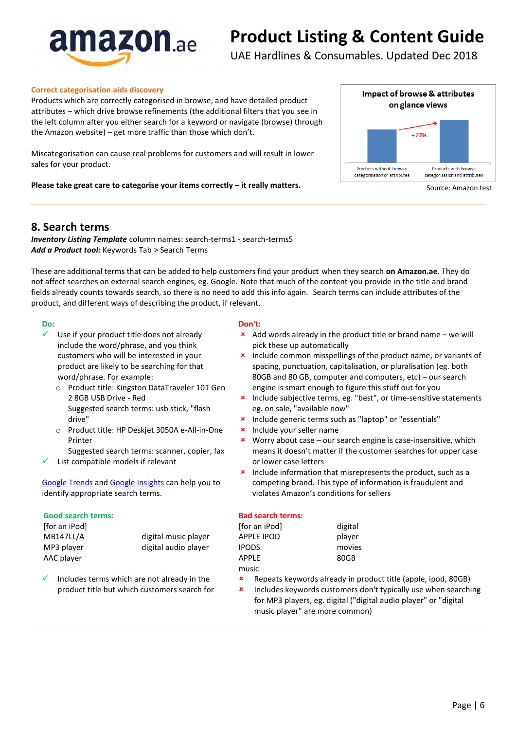**Correct categorisation aids discovery**

Products which are correctly categorised in browse, and have detailed product attributes – which drive browse refinements (the additional filters that you see in the left column after you either search for a keyword or navigate (browse) through the Amazon website) – get more traffic than those which don't.

Miscategorisation can cause real problems for customers and will result in lower sales for your product.

**Please take great care to categorise your items correctly – it really matters.**

Impact of browse & attributes on glance views

+27%

Products without browse categorisation or attributes

Products with browse categorisation and attributes

Source: Amazon test

## 8. Search terms

***Inventory Listing Template*** column names: search-terms1 - search-terms5
***Add a Product tool:*** Keywords Tab > Search Terms

These are additional terms that can be added to help customers find your product when they search **on Amazon.ae**. They do not affect searches on external search engines, eg. Google. Note that much of the content you provide in the title and brand fields already counts towards search, so there is no need to add this info again. Search terms can include attributes of the product, and different ways of describing the product, if relevant.

**Do:**

- ✓ Use if your product title does not already include the word/phrase, and you think customers who will be interested in your product are likely to be searching for that word/phrase. For example:
  - Product title: Kingston DataTraveler 101 Gen 2 8GB USB Drive - Red
    Suggested search terms: usb stick, "flash drive"
  - Product title: HP Deskjet 3050A e-All-in-One Printer
    Suggested search terms: scanner, copier, fax
- ✓ List compatible models if relevant

Google Trends and Google Insights can help you to identify appropriate search terms.

**Don't:**

- ✗ Add words already in the product title or brand name – we will pick these up automatically
- ✗ Include common misspellings of the product name, or variants of spacing, punctuation, capitalisation, or pluralisation (eg. both 80GB and 80 GB, computer and computers, etc) – our search engine is smart enough to figure this stuff out for you
- ✗ Include subjective terms, eg. "best", or time-sensitive statements eg. on sale, "available now"
- ✗ Include generic terms such as "laptop" or "essentials"
- ✗ Include your seller name
- ✗ Worry about case – our search engine is case-insensitive, which means it doesn't matter if the customer searches for upper case or lower case letters
- ✗ Include information that misrepresents the product, such as a competing brand. This type of information is fraudulent and violates Amazon's conditions for sellers

**Good search terms:**

[for an iPod]
MB147LL/A
MP3 player
AAC player
digital music player
digital audio player

- ✓ Includes terms which are not already in the product title but which customers search for

**Bad search terms:**

[for an iPod]
APPLE IPOD
IPODS
APPLE
music
digital
player
movies
80GB

- ✗ Repeats keywords already in product title (apple, ipod, 80GB)
- ✗ Includes keywords customers don't typically use when searching for MP3 players, eg. digital ("digital audio player" or "digital music player" are more common)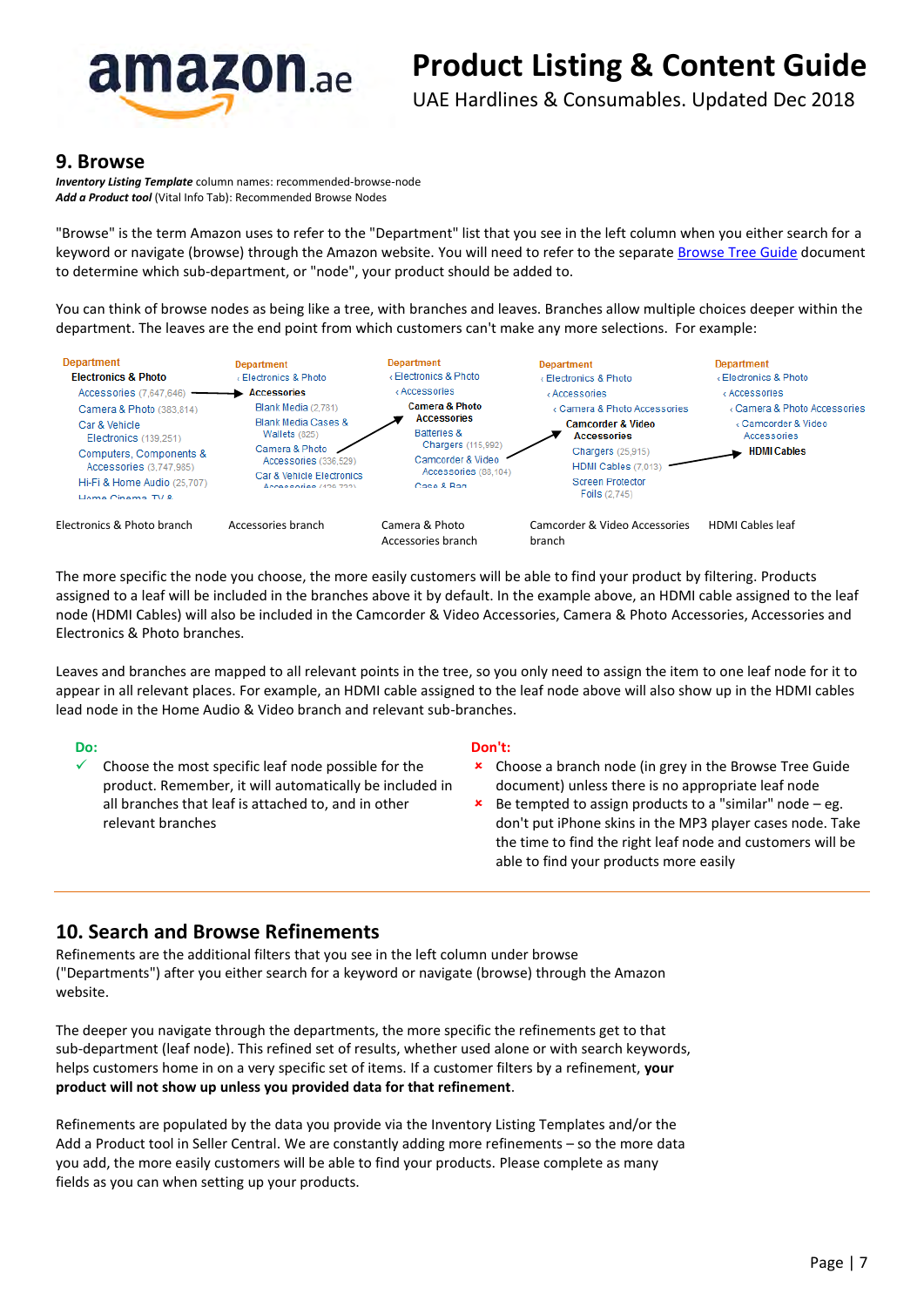## 9. Browse

***Inventory Listing Template*** column names: recommended-browse-node
***Add a Product tool*** (Vital Info Tab): Recommended Browse Nodes

"Browse" is the term Amazon uses to refer to the "Department" list that you see in the left column when you either search for a keyword or navigate (browse) through the Amazon website. You will need to refer to the separate Browse Tree Guide document to determine which sub-department, or "node", your product should be added to.

You can think of browse nodes as being like a tree, with branches and leaves. Branches allow multiple choices deeper within the department. The leaves are the end point from which customers can't make any more selections. For example:

Department
**Electronics & Photo**
Accessories (7,647,646)
Camera & Photo (383,814)
Car & Vehicle Electronics (139,251)
Computers, Components & Accessories (3,747,985)
Hi-Fi & Home Audio (25,707)

Department
‹ Electronics & Photo
**Accessories**
Blank Media (2,781)
Blank Media Cases & Wallets (825)
Camera & Photo Accessories (336,529)
Car & Vehicle Electronics

Department
‹ Electronics & Photo
‹ Accessories
**Camera & Photo Accessories**
Batteries & Chargers (115,992)
Camcorder & Video Accessories (88,104)
Case & Bag

Department
‹ Electronics & Photo
‹ Accessories
‹ Camera & Photo Accessories
**Camcorder & Video Accessories**
Chargers (25,915)
HDMI Cables (7,013)
Screen Protector Foils (2,745)

Department
‹ Electronics & Photo
‹ Accessories
‹ Camera & Photo Accessories
‹ Camcorder & Video Accessories
**HDMI Cables**

Electronics & Photo branch | Accessories branch | Camera & Photo Accessories branch | Camcorder & Video Accessories branch | HDMI Cables leaf

The more specific the node you choose, the more easily customers will be able to find your product by filtering. Products assigned to a leaf will be included in the branches above it by default. In the example above, an HDMI cable assigned to the leaf node (HDMI Cables) will also be included in the Camcorder & Video Accessories, Camera & Photo Accessories, Accessories and Electronics & Photo branches.

Leaves and branches are mapped to all relevant points in the tree, so you only need to assign the item to one leaf node for it to appear in all relevant places. For example, an HDMI cable assigned to the leaf node above will also show up in the HDMI cables lead node in the Home Audio & Video branch and relevant sub-branches.

**Do:**

- ✓ Choose the most specific leaf node possible for the product. Remember, it will automatically be included in all branches that leaf is attached to, and in other relevant branches

**Don't:**

- ✗ Choose a branch node (in grey in the Browse Tree Guide document) unless there is no appropriate leaf node
- ✗ Be tempted to assign products to a "similar" node – eg. don't put iPhone skins in the MP3 player cases node. Take the time to find the right leaf node and customers will be able to find your products more easily

---

## 10. Search and Browse Refinements

Refinements are the additional filters that you see in the left column under browse ("Departments") after you either search for a keyword or navigate (browse) through the Amazon website.

The deeper you navigate through the departments, the more specific the refinements get to that sub-department (leaf node). This refined set of results, whether used alone or with search keywords, helps customers home in on a very specific set of items. If a customer filters by a refinement, **your product will not show up unless you provided data for that refinement**.

Refinements are populated by the data you provide via the Inventory Listing Templates and/or the Add a Product tool in Seller Central. We are constantly adding more refinements – so the more data you add, the more easily customers will be able to find your products. Please complete as many fields as you can when setting up your products.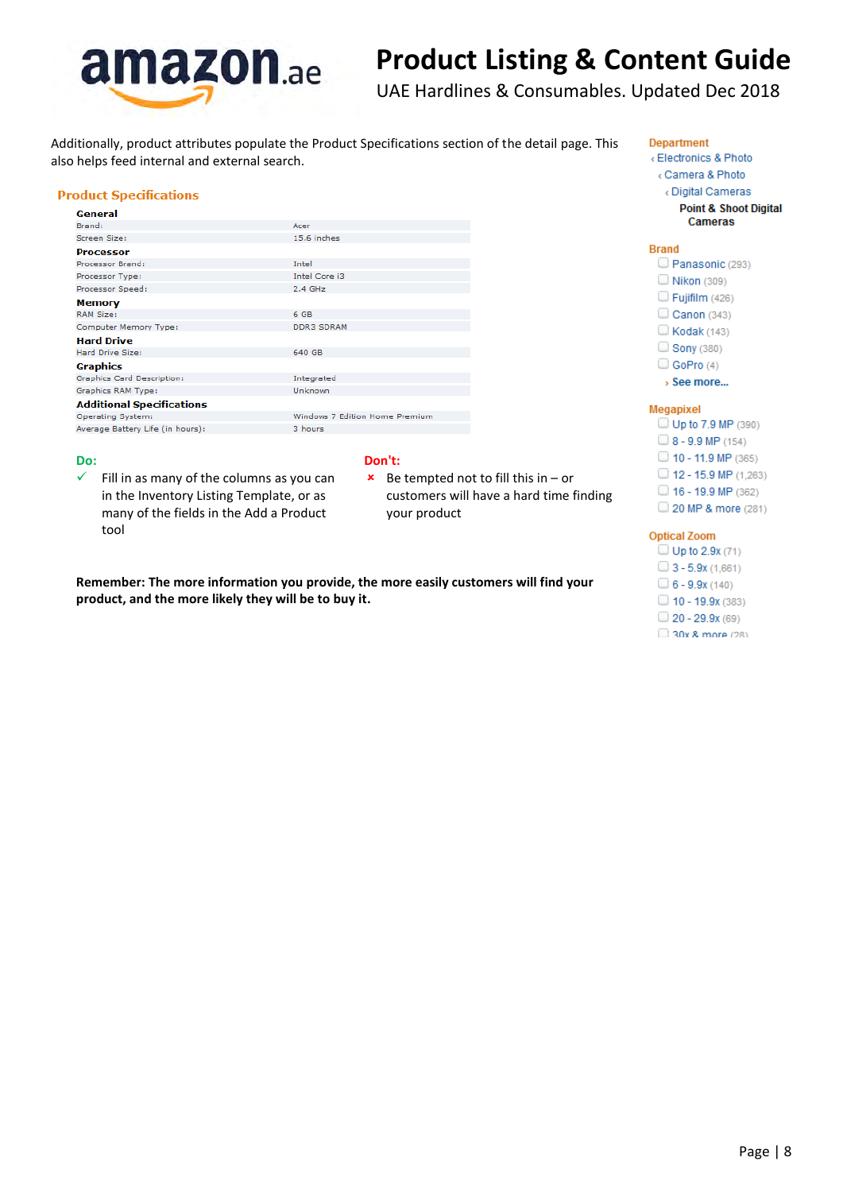Additionally, product attributes populate the Product Specifications section of the detail page. This also helps feed internal and external search.

### Product Specifications

| | |
|---|---|
| **General** | |
| Brand: | Acer |
| Screen Size: | 15.6 inches |
| **Processor** | |
| Processor Brand: | Intel |
| Processor Type: | Intel Core i3 |
| Processor Speed: | 2.4 GHz |
| **Memory** | |
| RAM Size: | 6 GB |
| Computer Memory Type: | DDR3 SDRAM |
| **Hard Drive** | |
| Hard Drive Size: | 640 GB |
| **Graphics** | |
| Graphics Card Description: | Integrated |
| Graphics RAM Type: | Unknown |
| **Additional Specifications** | |
| Operating System: | Windows 7 Edition Home Premium |
| Average Battery Life (in hours): | 3 hours |

**Department**
- ‹ Electronics & Photo
- ‹ Camera & Photo
- ‹ Digital Cameras
- **Point & Shoot Digital Cameras**

**Brand**
- Panasonic (293)
- Nikon (309)
- Fujifilm (426)
- Canon (343)
- Kodak (143)
- Sony (380)
- GoPro (4)
- › See more...

**Megapixel**
- Up to 7.9 MP (390)
- 8 - 9.9 MP (154)
- 10 - 11.9 MP (365)
- 12 - 15.9 MP (1,263)
- 16 - 19.9 MP (362)
- 20 MP & more (281)

**Optical Zoom**
- Up to 2.9x (71)
- 3 - 5.9x (1,661)
- 6 - 9.9x (140)
- 10 - 19.9x (383)
- 20 - 29.9x (69)
- 30x & more (28)

**Do:**

✓ Fill in as many of the columns as you can in the Inventory Listing Template, or as many of the fields in the Add a Product tool

**Don't:**

✗ Be tempted not to fill this in – or customers will have a hard time finding your product

**Remember: The more information you provide, the more easily customers will find your product, and the more likely they will be to buy it.**